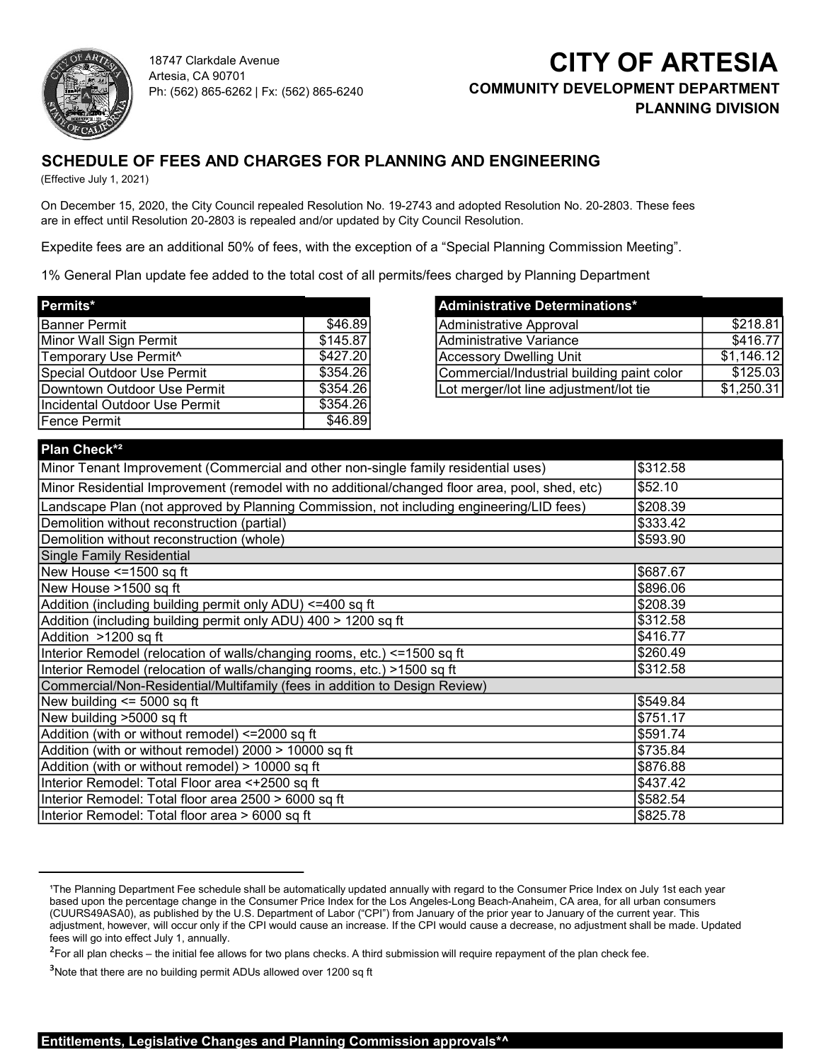18747 Clarkdale Avenue
Artesia, CA 90701
Ph: (562) 865-6262 | Fx: (562) 865-6240

# CITY OF ARTESIA

**COMMUNITY DEVELOPMENT DEPARTMENT**

**PLANNING DIVISION**

## SCHEDULE OF FEES AND CHARGES FOR PLANNING AND ENGINEERING

(Effective July 1, 2021)

On December 15, 2020, the City Council repealed Resolution No. 19-2743 and adopted Resolution No. 20-2803. These fees are in effect until Resolution 20-2803 is repealed and/or updated by City Council Resolution.

Expedite fees are an additional 50% of fees, with the exception of a "Special Planning Commission Meeting".

1% General Plan update fee added to the total cost of all permits/fees charged by Planning Department

| Permits* | |
|---|---|
| Banner Permit | $46.89 |
| Minor Wall Sign Permit | $145.87 |
| Temporary Use Permit^ | $427.20 |
| Special Outdoor Use Permit | $354.26 |
| Downtown Outdoor Use Permit | $354.26 |
| Incidental Outdoor Use Permit | $354.26 |
| Fence Permit | $46.89 |

| Administrative Determinations* | |
|---|---|
| Administrative Approval | $218.81 |
| Administrative Variance | $416.77 |
| Accessory Dwelling Unit | $1,146.12 |
| Commercial/Industrial building paint color | $125.03 |
| Lot merger/lot line adjustment/lot tie | $1,250.31 |

| Plan Check*² | |
|---|---|
| Minor Tenant Improvement (Commercial and other non-single family residential uses) | $312.58 |
| Minor Residential Improvement (remodel with no additional/changed floor area, pool, shed, etc) | $52.10 |
| Landscape Plan (not approved by Planning Commission, not including engineering/LID fees) | $208.39 |
| Demolition without reconstruction (partial) | $333.42 |
| Demolition without reconstruction (whole) | $593.90 |
| **Single Family Residential** | |
| New House <=1500 sq ft | $687.67 |
| New House >1500 sq ft | $896.06 |
| Addition (including building permit only ADU) <=400 sq ft | $208.39 |
| Addition (including building permit only ADU) 400 > 1200 sq ft | $312.58 |
| Addition >1200 sq ft | $416.77 |
| Interior Remodel (relocation of walls/changing rooms, etc.) <=1500 sq ft | $260.49 |
| Interior Remodel (relocation of walls/changing rooms, etc.) >1500 sq ft | $312.58 |
| **Commercial/Non-Residential/Multifamily (fees in addition to Design Review)** | |
| New building <= 5000 sq ft | $549.84 |
| New building >5000 sq ft | $751.17 |
| Addition (with or without remodel) <=2000 sq ft | $591.74 |
| Addition (with or without remodel) 2000 > 10000 sq ft | $735.84 |
| Addition (with or without remodel) > 10000 sq ft | $876.88 |
| Interior Remodel: Total Floor area <+2500 sq ft | $437.42 |
| Interior Remodel: Total floor area 2500 > 6000 sq ft | $582.54 |
| Interior Remodel: Total floor area > 6000 sq ft | $825.78 |

[1]The Planning Department Fee schedule shall be automatically updated annually with regard to the Consumer Price Index on July 1st each year based upon the percentage change in the Consumer Price Index for the Los Angeles-Long Beach-Anaheim, CA area, for all urban consumers (CUURS49ASA0), as published by the U.S. Department of Labor ("CPI") from January of the prior year to January of the current year. This adjustment, however, will occur only if the CPI would cause an increase. If the CPI would cause a decrease, no adjustment shall be made. Updated fees will go into effect July 1, annually.

[2]For all plan checks – the initial fee allows for two plans checks. A third submission will require repayment of the plan check fee.

[3]Note that there are no building permit ADUs allowed over 1200 sq ft

**Entitlements, Legislative Changes and Planning Commission approvals*^**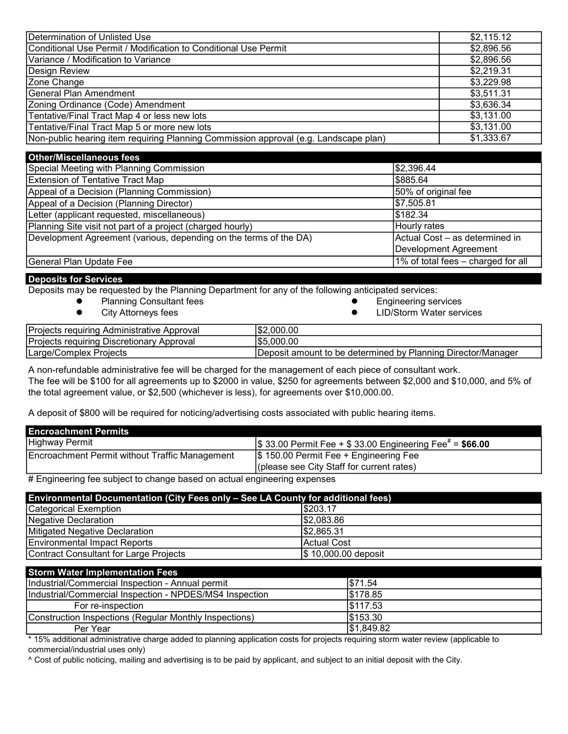| | |
|---|---|
| Determination of Unlisted Use | $2,115.12 |
| Conditional Use Permit / Modification to Conditional Use Permit | $2,896.56 |
| Variance / Modification to Variance | $2,896.56 |
| Design Review | $2,219.31 |
| Zone Change | $3,229.98 |
| General Plan Amendment | $3,511.31 |
| Zoning Ordinance (Code) Amendment | $3,636.34 |
| Tentative/Final Tract Map 4 or less new lots | $3,131.00 |
| Tentative/Final Tract Map 5 or more new lots | $3,131.00 |
| Non-public hearing item requiring Planning Commission approval (e.g. Landscape plan) | $1,333.67 |

| **Other/Miscellaneous fees** | |
|---|---|
| Special Meeting with Planning Commission | $2,396.44 |
| Extension of Tentative Tract Map | $885.64 |
| Appeal of a Decision (Planning Commission) | 50% of original fee |
| Appeal of a Decision (Planning Director) | $7,505.81 |
| Letter (applicant requested, miscellaneous) | $182.34 |
| Planning Site visit not part of a project (charged hourly) | Hourly rates |
| Development Agreement (various, depending on the terms of the DA) | Actual Cost – as determined in Development Agreement |
| General Plan Update Fee | 1% of total fees – charged for all |

**Deposits for Services**

Deposits may be requested by the Planning Department for any of the following anticipated services:

- Planning Consultant fees
- City Attorneys fees
- Engineering services
- LID/Storm Water services

| | |
|---|---|
| Projects requiring Administrative Approval | $2,000.00 |
| Projects requiring Discretionary Approval | $5,000.00 |
| Large/Complex Projects | Deposit amount to be determined by Planning Director/Manager |

A non-refundable administrative fee will be charged for the management of each piece of consultant work.
The fee will be $100 for all agreements up to $2000 in value, $250 for agreements between $2,000 and $10,000, and 5% of the total agreement value, or $2,500 (whichever is less), for agreements over $10,000.00.

A deposit of $800 will be required for noticing/advertising costs associated with public hearing items.

| **Encroachment Permits** | |
|---|---|
| Highway Permit | $ 33.00 Permit Fee + $ 33.00 Engineering Fee# = **$66.00** |
| Encroachment Permit without Traffic Management | $ 150.00 Permit Fee + Engineering Fee (please see City Staff for current rates) |

# Engineering fee subject to change based on actual engineering expenses

| **Environmental Documentation (City Fees only – See LA County for additional fees)** | |
|---|---|
| Categorical Exemption | $203.17 |
| Negative Declaration | $2,083.86 |
| Mitigated Negative Declaration | $2,865.31 |
| Environmental Impact Reports | Actual Cost |
| Contract Consultant for Large Projects | $ 10,000.00 deposit |

| **Storm Water Implementation Fees** | |
|---|---|
| Industrial/Commercial Inspection - Annual permit | $71.54 |
| Industrial/Commercial Inspection - NPDES/MS4 Inspection | $178.85 |
| For re-inspection | $117.53 |
| Construction Inspections (Regular Monthly Inspections) | $153.30 |
| Per Year | $1,849.82 |

* 15% additional administrative charge added to planning application costs for projects requiring storm water review (applicable to commercial/industrial uses only)

^ Cost of public noticing, mailing and advertising is to be paid by applicant, and subject to an initial deposit with the City.